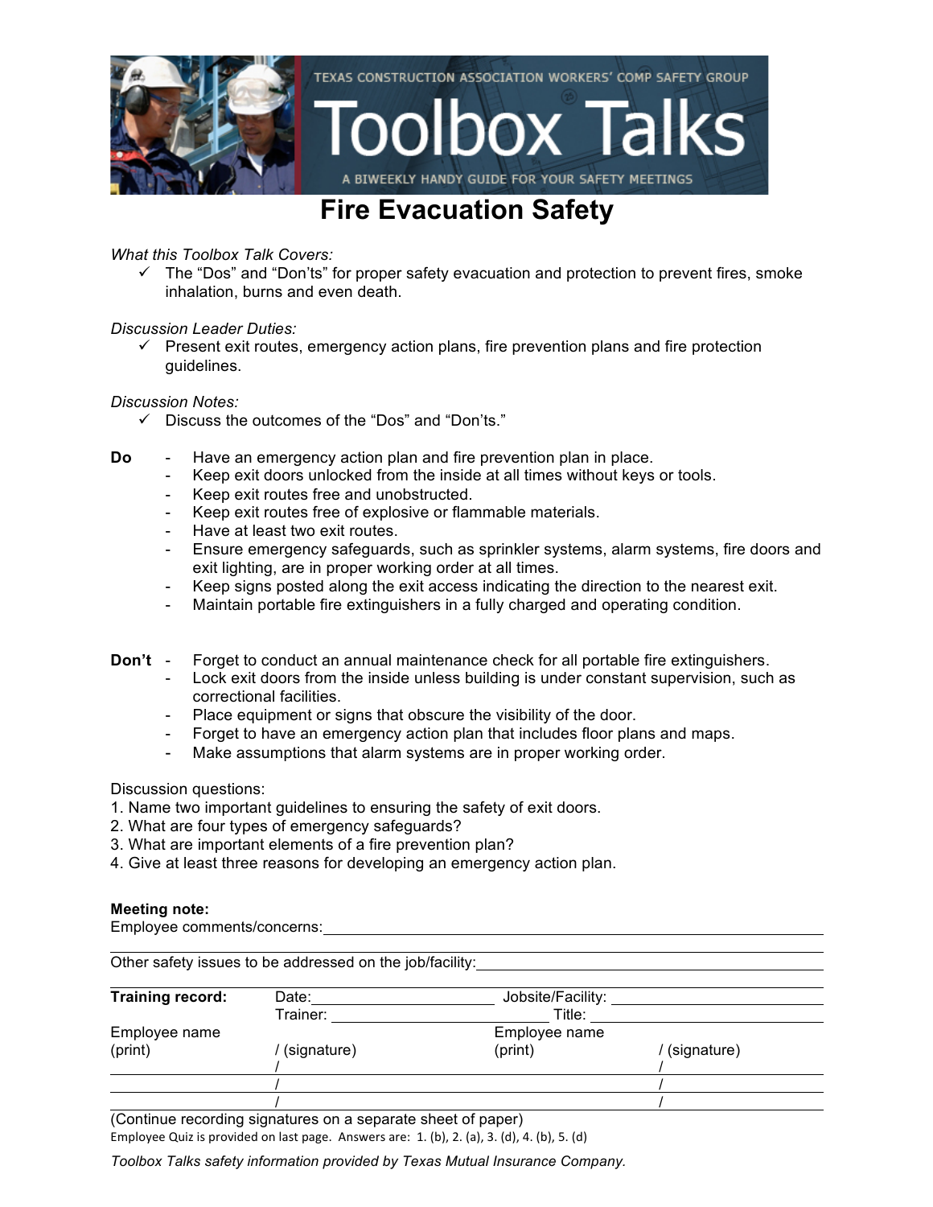TEXAS CONSTRUCTION ASSOCIATION WORKERS' COMP SAFETY GROUP

# Toolbox Talks

A BIWEEKLY HANDY GUIDE FOR YOUR SAFETY MEETINGS

## Fire Evacuation Safety

*What this Toolbox Talk Covers:*

- ✓ The "Dos" and "Don'ts" for proper safety evacuation and protection to prevent fires, smoke inhalation, burns and even death.

*Discussion Leader Duties:*

- ✓ Present exit routes, emergency action plans, fire prevention plans and fire protection guidelines.

*Discussion Notes:*

- ✓ Discuss the outcomes of the "Dos" and "Don'ts."

**Do**

- Have an emergency action plan and fire prevention plan in place.
- Keep exit doors unlocked from the inside at all times without keys or tools.
- Keep exit routes free and unobstructed.
- Keep exit routes free of explosive or flammable materials.
- Have at least two exit routes.
- Ensure emergency safeguards, such as sprinkler systems, alarm systems, fire doors and exit lighting, are in proper working order at all times.
- Keep signs posted along the exit access indicating the direction to the nearest exit.
- Maintain portable fire extinguishers in a fully charged and operating condition.

**Don't**

- Forget to conduct an annual maintenance check for all portable fire extinguishers.
- Lock exit doors from the inside unless building is under constant supervision, such as correctional facilities.
- Place equipment or signs that obscure the visibility of the door.
- Forget to have an emergency action plan that includes floor plans and maps.
- Make assumptions that alarm systems are in proper working order.

Discussion questions:

1. Name two important guidelines to ensuring the safety of exit doors.
2. What are four types of emergency safeguards?
3. What are important elements of a fire prevention plan?
4. Give at least three reasons for developing an emergency action plan.

**Meeting note:**

Employee comments/concerns: ____________________

Other safety issues to be addressed on the job/facility: ____________________

**Training record:** Date: __________ Jobsite/Facility: __________

Trainer: __________ Title: __________

| Employee name (print) | / (signature) | Employee name (print) | / (signature) |
|---|---|---|---|
| | / | | / |
| | / | | / |
| | / | | / |

(Continue recording signatures on a separate sheet of paper)

Employee Quiz is provided on last page. Answers are: 1. (b), 2. (a), 3. (d), 4. (b), 5. (d)

*Toolbox Talks safety information provided by Texas Mutual Insurance Company.*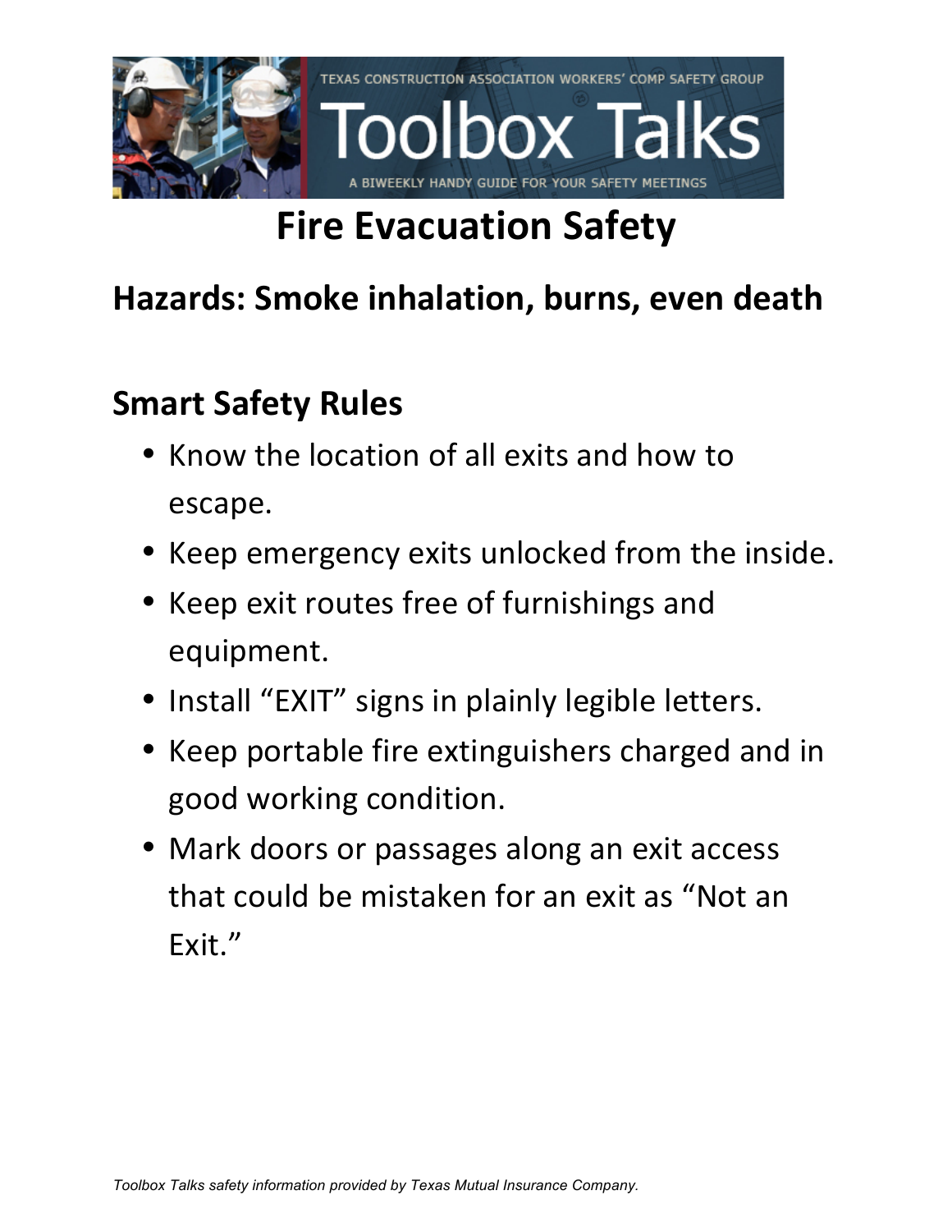TEXAS CONSTRUCTION ASSOCIATION WORKERS' COMP SAFETY GROUP

# Toolbox Talks

A BIWEEKLY HANDY GUIDE FOR YOUR SAFETY MEETINGS

# Fire Evacuation Safety

## Hazards: Smoke inhalation, burns, even death

## Smart Safety Rules

- Know the location of all exits and how to escape.
- Keep emergency exits unlocked from the inside.
- Keep exit routes free of furnishings and equipment.
- Install "EXIT" signs in plainly legible letters.
- Keep portable fire extinguishers charged and in good working condition.
- Mark doors or passages along an exit access that could be mistaken for an exit as "Not an Exit."

*Toolbox Talks safety information provided by Texas Mutual Insurance Company.*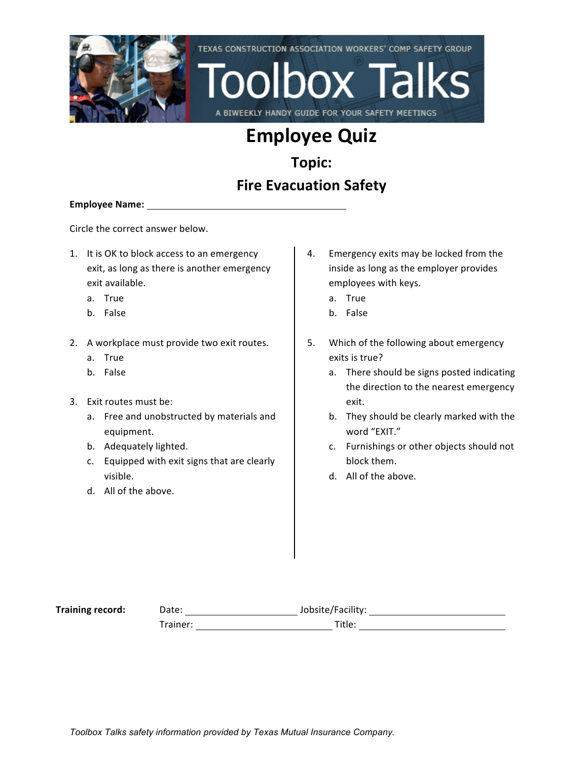TEXAS CONSTRUCTION ASSOCIATION WORKERS' COMP SAFETY GROUP

# Toolbox Talks

A BIWEEKLY HANDY GUIDE FOR YOUR SAFETY MEETINGS

# Employee Quiz

## Topic:

## Fire Evacuation Safety

**Employee Name:** ______________________________

Circle the correct answer below.

1. It is OK to block access to an emergency exit, as long as there is another emergency exit available.
   a. True
   b. False

2. A workplace must provide two exit routes.
   a. True
   b. False

3. Exit routes must be:
   a. Free and unobstructed by materials and equipment.
   b. Adequately lighted.
   c. Equipped with exit signs that are clearly visible.
   d. All of the above.

4. Emergency exits may be locked from the inside as long as the employer provides employees with keys.
   a. True
   b. False

5. Which of the following about emergency exits is true?
   a. There should be signs posted indicating the direction to the nearest emergency exit.
   b. They should be clearly marked with the word "EXIT."
   c. Furnishings or other objects should not block them.
   d. All of the above.

**Training record:** Date: ____________ Jobsite/Facility: ____________
Trainer: ____________ Title: ____________

*Toolbox Talks safety information provided by Texas Mutual Insurance Company.*